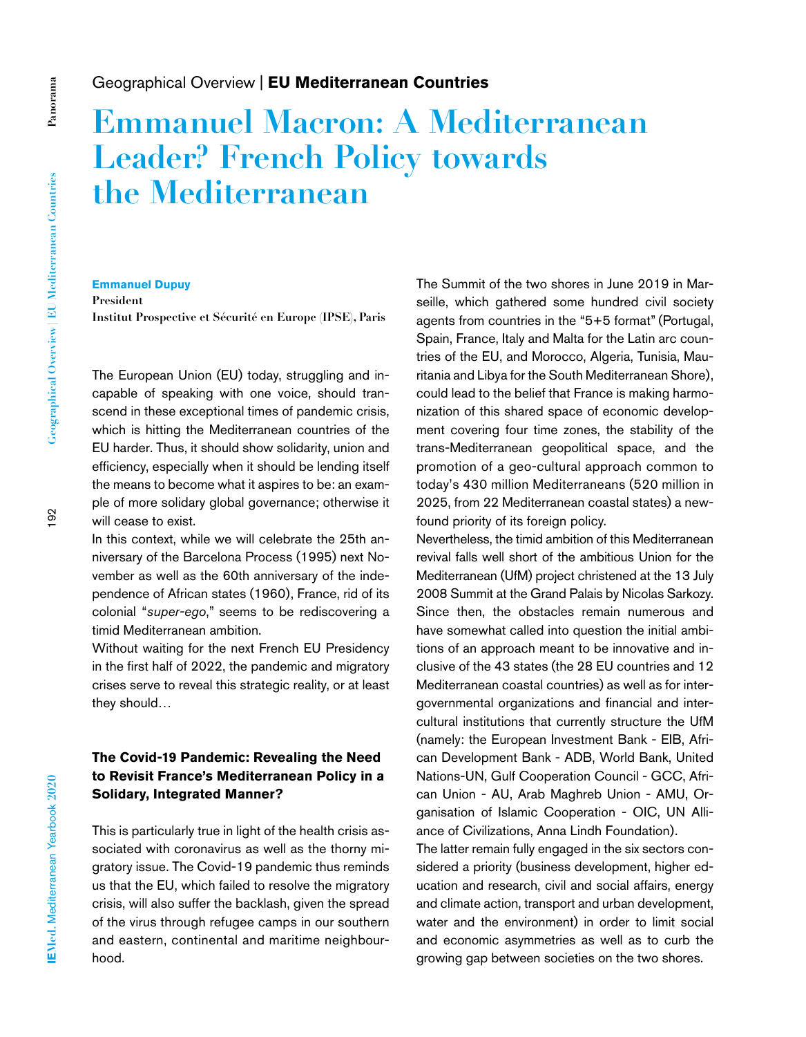Geographical Overview | **EU Mediterranean Countries**

# Emmanuel Macron: A Mediterranean Leader? French Policy towards the Mediterranean

**Emmanuel Dupuy**
**President**
**Institut Prospective et Sécurité en Europe (IPSE), Paris**

The European Union (EU) today, struggling and incapable of speaking with one voice, should transcend in these exceptional times of pandemic crisis, which is hitting the Mediterranean countries of the EU harder. Thus, it should show solidarity, union and efficiency, especially when it should be lending itself the means to become what it aspires to be: an example of more solidary global governance; otherwise it will cease to exist.

In this context, while we will celebrate the 25th anniversary of the Barcelona Process (1995) next November as well as the 60th anniversary of the independence of African states (1960), France, rid of its colonial "*super-ego*," seems to be rediscovering a timid Mediterranean ambition.

Without waiting for the next French EU Presidency in the first half of 2022, the pandemic and migratory crises serve to reveal this strategic reality, or at least they should…

## The Covid-19 Pandemic: Revealing the Need to Revisit France's Mediterranean Policy in a Solidary, Integrated Manner?

This is particularly true in light of the health crisis associated with coronavirus as well as the thorny migratory issue. The Covid-19 pandemic thus reminds us that the EU, which failed to resolve the migratory crisis, will also suffer the backlash, given the spread of the virus through refugee camps in our southern and eastern, continental and maritime neighbourhood.

The Summit of the two shores in June 2019 in Marseille, which gathered some hundred civil society agents from countries in the "5+5 format" (Portugal, Spain, France, Italy and Malta for the Latin arc countries of the EU, and Morocco, Algeria, Tunisia, Mauritania and Libya for the South Mediterranean Shore), could lead to the belief that France is making harmonization of this shared space of economic development covering four time zones, the stability of the trans-Mediterranean geopolitical space, and the promotion of a geo-cultural approach common to today's 430 million Mediterraneans (520 million in 2025, from 22 Mediterranean coastal states) a newfound priority of its foreign policy.

Nevertheless, the timid ambition of this Mediterranean revival falls well short of the ambitious Union for the Mediterranean (UfM) project christened at the 13 July 2008 Summit at the Grand Palais by Nicolas Sarkozy. Since then, the obstacles remain numerous and have somewhat called into question the initial ambitions of an approach meant to be innovative and inclusive of the 43 states (the 28 EU countries and 12 Mediterranean coastal countries) as well as for intergovernmental organizations and financial and intercultural institutions that currently structure the UfM (namely: the European Investment Bank - EIB, African Development Bank - ADB, World Bank, United Nations-UN, Gulf Cooperation Council - GCC, African Union - AU, Arab Maghreb Union - AMU, Organisation of Islamic Cooperation - OIC, UN Alliance of Civilizations, Anna Lindh Foundation).

The latter remain fully engaged in the six sectors considered a priority (business development, higher education and research, civil and social affairs, energy and climate action, transport and urban development, water and the environment) in order to limit social and economic asymmetries as well as to curb the growing gap between societies on the two shores.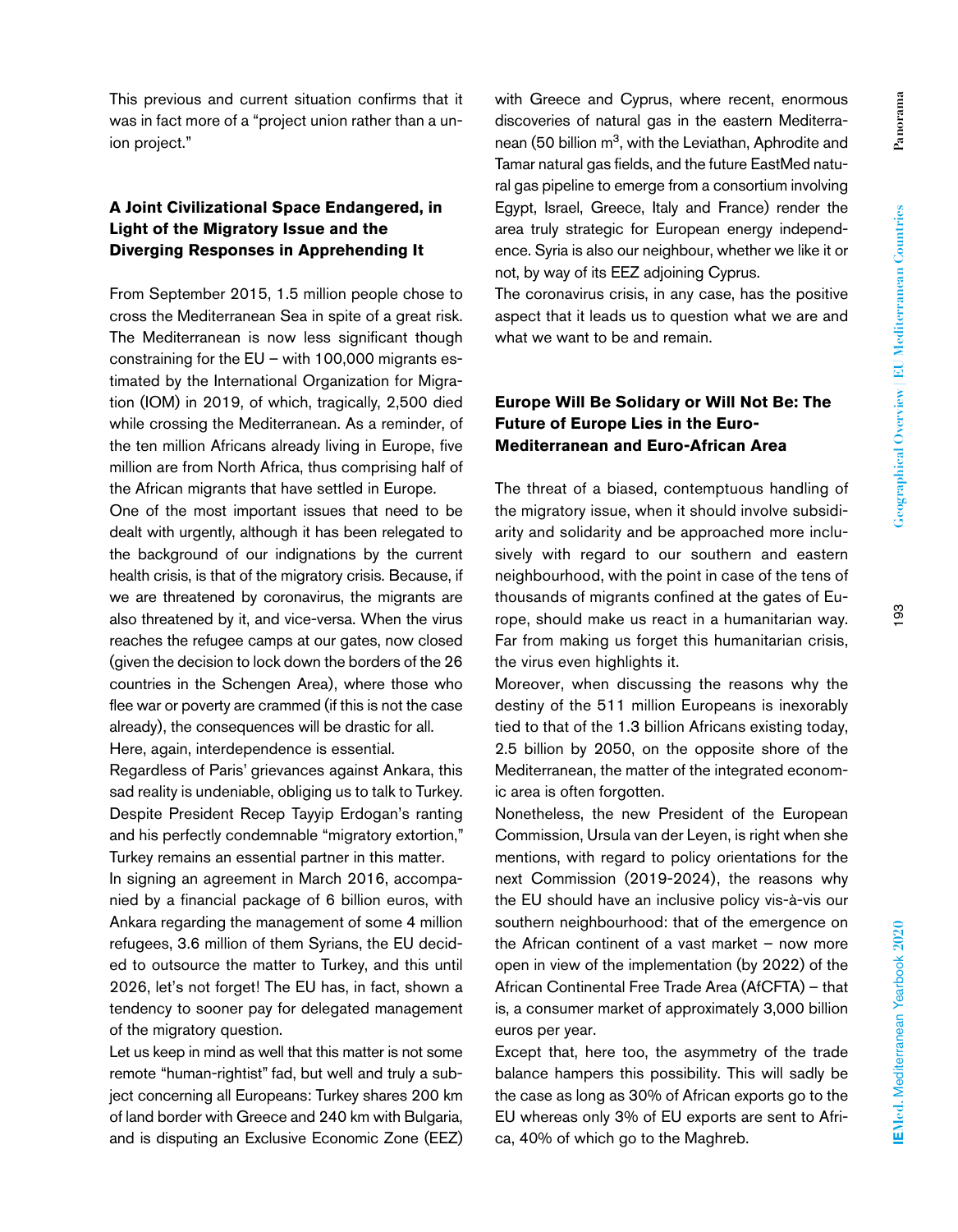This previous and current situation confirms that it was in fact more of a "project union rather than a union project."

## A Joint Civilizational Space Endangered, in Light of the Migratory Issue and the Diverging Responses in Apprehending It

From September 2015, 1.5 million people chose to cross the Mediterranean Sea in spite of a great risk. The Mediterranean is now less significant though constraining for the EU – with 100,000 migrants estimated by the International Organization for Migration (IOM) in 2019, of which, tragically, 2,500 died while crossing the Mediterranean. As a reminder, of the ten million Africans already living in Europe, five million are from North Africa, thus comprising half of the African migrants that have settled in Europe.

One of the most important issues that need to be dealt with urgently, although it has been relegated to the background of our indignations by the current health crisis, is that of the migratory crisis. Because, if we are threatened by coronavirus, the migrants are also threatened by it, and vice-versa. When the virus reaches the refugee camps at our gates, now closed (given the decision to lock down the borders of the 26 countries in the Schengen Area), where those who flee war or poverty are crammed (if this is not the case already), the consequences will be drastic for all.

Here, again, interdependence is essential.

Regardless of Paris' grievances against Ankara, this sad reality is undeniable, obliging us to talk to Turkey. Despite President Recep Tayyip Erdogan's ranting and his perfectly condemnable "migratory extortion," Turkey remains an essential partner in this matter.

In signing an agreement in March 2016, accompanied by a financial package of 6 billion euros, with Ankara regarding the management of some 4 million refugees, 3.6 million of them Syrians, the EU decided to outsource the matter to Turkey, and this until 2026, let's not forget! The EU has, in fact, shown a tendency to sooner pay for delegated management of the migratory question.

Let us keep in mind as well that this matter is not some remote "human-rightist" fad, but well and truly a subject concerning all Europeans: Turkey shares 200 km of land border with Greece and 240 km with Bulgaria, and is disputing an Exclusive Economic Zone (EEZ) with Greece and Cyprus, where recent, enormous discoveries of natural gas in the eastern Mediterranean (50 billion m$^3$, with the Leviathan, Aphrodite and Tamar natural gas fields, and the future EastMed natural gas pipeline to emerge from a consortium involving Egypt, Israel, Greece, Italy and France) render the area truly strategic for European energy independence. Syria is also our neighbour, whether we like it or not, by way of its EEZ adjoining Cyprus.

The coronavirus crisis, in any case, has the positive aspect that it leads us to question what we are and what we want to be and remain.

## Europe Will Be Solidary or Will Not Be: The Future of Europe Lies in the Euro-Mediterranean and Euro-African Area

The threat of a biased, contemptuous handling of the migratory issue, when it should involve subsidiarity and solidarity and be approached more inclusively with regard to our southern and eastern neighbourhood, with the point in case of the tens of thousands of migrants confined at the gates of Europe, should make us react in a humanitarian way. Far from making us forget this humanitarian crisis, the virus even highlights it.

Moreover, when discussing the reasons why the destiny of the 511 million Europeans is inexorably tied to that of the 1.3 billion Africans existing today, 2.5 billion by 2050, on the opposite shore of the Mediterranean, the matter of the integrated economic area is often forgotten.

Nonetheless, the new President of the European Commission, Ursula van der Leyen, is right when she mentions, with regard to policy orientations for the next Commission (2019-2024), the reasons why the EU should have an inclusive policy vis-à-vis our southern neighbourhood: that of the emergence on the African continent of a vast market – now more open in view of the implementation (by 2022) of the African Continental Free Trade Area (AfCFTA) – that is, a consumer market of approximately 3,000 billion euros per year.

Except that, here too, the asymmetry of the trade balance hampers this possibility. This will sadly be the case as long as 30% of African exports go to the EU whereas only 3% of EU exports are sent to Africa, 40% of which go to the Maghreb.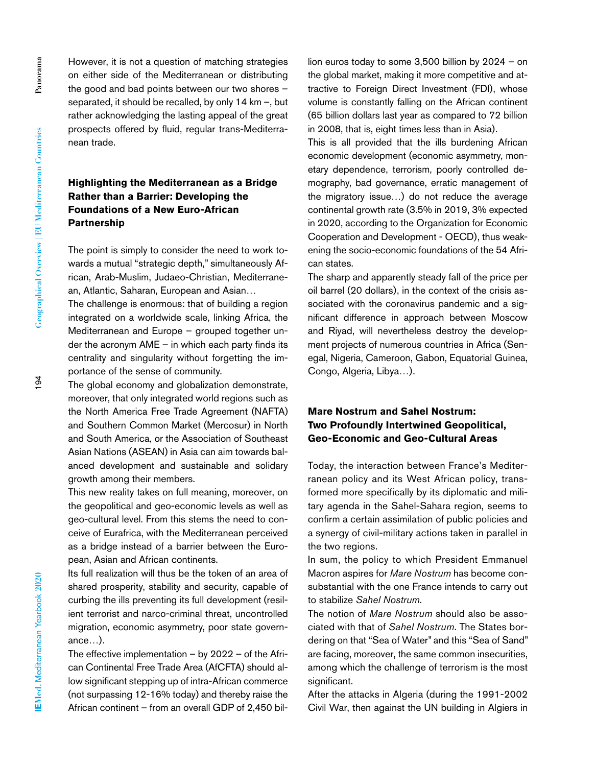However, it is not a question of matching strategies on either side of the Mediterranean or distributing the good and bad points between our two shores – separated, it should be recalled, by only 14 km –, but rather acknowledging the lasting appeal of the great prospects offered by fluid, regular trans-Mediterranean trade.

## Highlighting the Mediterranean as a Bridge Rather than a Barrier: Developing the Foundations of a New Euro-African Partnership

The point is simply to consider the need to work towards a mutual "strategic depth," simultaneously African, Arab-Muslim, Judaeo-Christian, Mediterranean, Atlantic, Saharan, European and Asian…

The challenge is enormous: that of building a region integrated on a worldwide scale, linking Africa, the Mediterranean and Europe – grouped together under the acronym AME – in which each party finds its centrality and singularity without forgetting the importance of the sense of community.

The global economy and globalization demonstrate, moreover, that only integrated world regions such as the North America Free Trade Agreement (NAFTA) and Southern Common Market (Mercosur) in North and South America, or the Association of Southeast Asian Nations (ASEAN) in Asia can aim towards balanced development and sustainable and solidary growth among their members.

This new reality takes on full meaning, moreover, on the geopolitical and geo-economic levels as well as geo-cultural level. From this stems the need to conceive of Eurafrica, with the Mediterranean perceived as a bridge instead of a barrier between the European, Asian and African continents.

Its full realization will thus be the token of an area of shared prosperity, stability and security, capable of curbing the ills preventing its full development (resilient terrorist and narco-criminal threat, uncontrolled migration, economic asymmetry, poor state governance…).

The effective implementation – by 2022 – of the African Continental Free Trade Area (AfCFTA) should allow significant stepping up of intra-African commerce (not surpassing 12-16% today) and thereby raise the African continent – from an overall GDP of 2,450 billion euros today to some 3,500 billion by 2024 – on the global market, making it more competitive and attractive to Foreign Direct Investment (FDI), whose volume is constantly falling on the African continent (65 billion dollars last year as compared to 72 billion in 2008, that is, eight times less than in Asia).

This is all provided that the ills burdening African economic development (economic asymmetry, monetary dependence, terrorism, poorly controlled demography, bad governance, erratic management of the migratory issue…) do not reduce the average continental growth rate (3.5% in 2019, 3% expected in 2020, according to the Organization for Economic Cooperation and Development - OECD), thus weakening the socio-economic foundations of the 54 African states.

The sharp and apparently steady fall of the price per oil barrel (20 dollars), in the context of the crisis associated with the coronavirus pandemic and a significant difference in approach between Moscow and Riyad, will nevertheless destroy the development projects of numerous countries in Africa (Senegal, Nigeria, Cameroon, Gabon, Equatorial Guinea, Congo, Algeria, Libya…).

## Mare Nostrum and Sahel Nostrum: Two Profoundly Intertwined Geopolitical, Geo-Economic and Geo-Cultural Areas

Today, the interaction between France's Mediterranean policy and its West African policy, transformed more specifically by its diplomatic and military agenda in the Sahel-Sahara region, seems to confirm a certain assimilation of public policies and a synergy of civil-military actions taken in parallel in the two regions.

In sum, the policy to which President Emmanuel Macron aspires for *Mare Nostrum* has become consubstantial with the one France intends to carry out to stabilize *Sahel Nostrum*.

The notion of *Mare Nostrum* should also be associated with that of *Sahel Nostrum*. The States bordering on that "Sea of Water" and this "Sea of Sand" are facing, moreover, the same common insecurities, among which the challenge of terrorism is the most significant.

After the attacks in Algeria (during the 1991-2002 Civil War, then against the UN building in Algiers in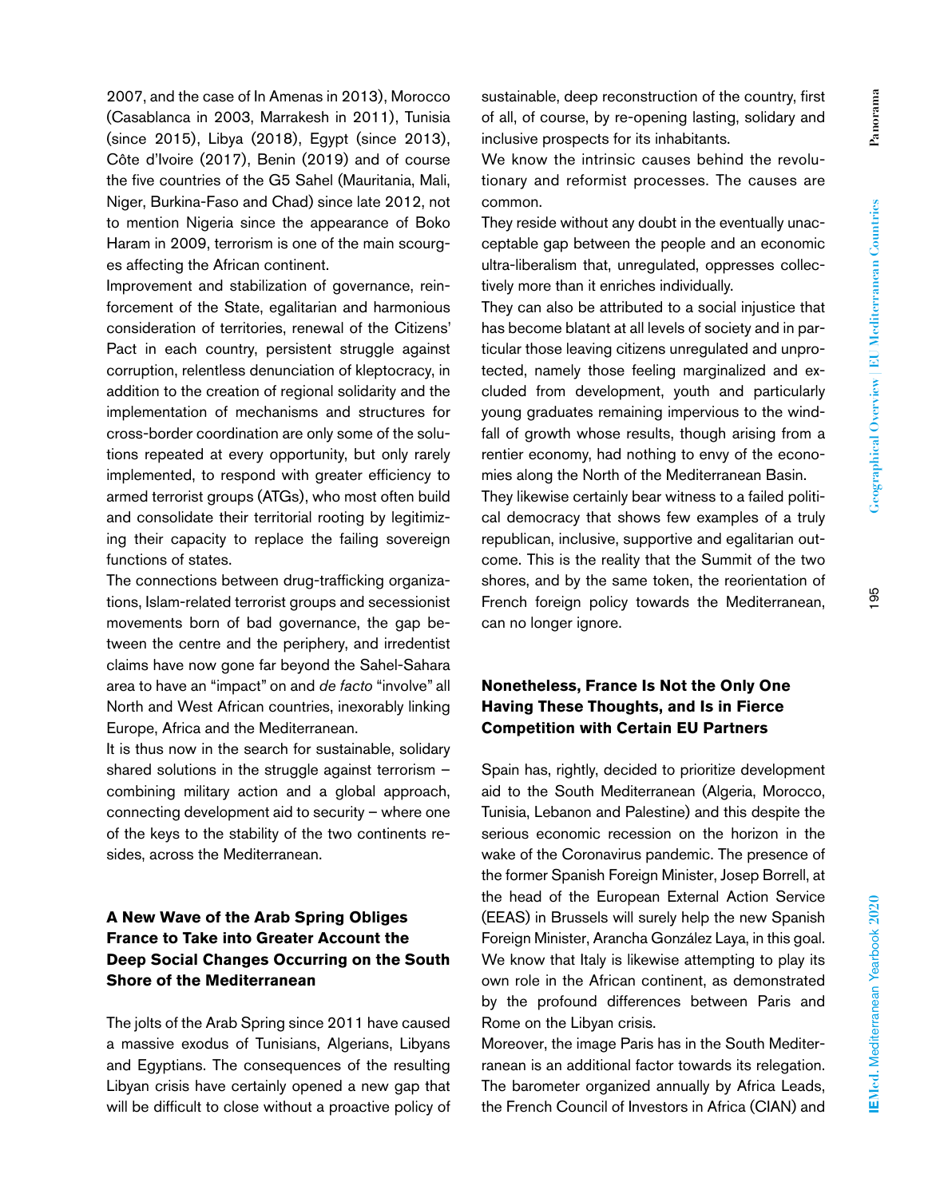2007, and the case of In Amenas in 2013), Morocco (Casablanca in 2003, Marrakesh in 2011), Tunisia (since 2015), Libya (2018), Egypt (since 2013), Côte d'Ivoire (2017), Benin (2019) and of course the five countries of the G5 Sahel (Mauritania, Mali, Niger, Burkina-Faso and Chad) since late 2012, not to mention Nigeria since the appearance of Boko Haram in 2009, terrorism is one of the main scourges affecting the African continent.

Improvement and stabilization of governance, reinforcement of the State, egalitarian and harmonious consideration of territories, renewal of the Citizens' Pact in each country, persistent struggle against corruption, relentless denunciation of kleptocracy, in addition to the creation of regional solidarity and the implementation of mechanisms and structures for cross-border coordination are only some of the solutions repeated at every opportunity, but only rarely implemented, to respond with greater efficiency to armed terrorist groups (ATGs), who most often build and consolidate their territorial rooting by legitimizing their capacity to replace the failing sovereign functions of states.

The connections between drug-trafficking organizations, Islam-related terrorist groups and secessionist movements born of bad governance, the gap between the centre and the periphery, and irredentist claims have now gone far beyond the Sahel-Sahara area to have an "impact" on and *de facto* "involve" all North and West African countries, inexorably linking Europe, Africa and the Mediterranean.

It is thus now in the search for sustainable, solidary shared solutions in the struggle against terrorism – combining military action and a global approach, connecting development aid to security – where one of the keys to the stability of the two continents resides, across the Mediterranean.

## A New Wave of the Arab Spring Obliges France to Take into Greater Account the Deep Social Changes Occurring on the South Shore of the Mediterranean

The jolts of the Arab Spring since 2011 have caused a massive exodus of Tunisians, Algerians, Libyans and Egyptians. The consequences of the resulting Libyan crisis have certainly opened a new gap that will be difficult to close without a proactive policy of sustainable, deep reconstruction of the country, first of all, of course, by re-opening lasting, solidary and inclusive prospects for its inhabitants.

We know the intrinsic causes behind the revolutionary and reformist processes. The causes are common.

They reside without any doubt in the eventually unacceptable gap between the people and an economic ultra-liberalism that, unregulated, oppresses collectively more than it enriches individually.

They can also be attributed to a social injustice that has become blatant at all levels of society and in particular those leaving citizens unregulated and unprotected, namely those feeling marginalized and excluded from development, youth and particularly young graduates remaining impervious to the windfall of growth whose results, though arising from a rentier economy, had nothing to envy of the economies along the North of the Mediterranean Basin.

They likewise certainly bear witness to a failed political democracy that shows few examples of a truly republican, inclusive, supportive and egalitarian outcome. This is the reality that the Summit of the two shores, and by the same token, the reorientation of French foreign policy towards the Mediterranean, can no longer ignore.

## Nonetheless, France Is Not the Only One Having These Thoughts, and Is in Fierce Competition with Certain EU Partners

Spain has, rightly, decided to prioritize development aid to the South Mediterranean (Algeria, Morocco, Tunisia, Lebanon and Palestine) and this despite the serious economic recession on the horizon in the wake of the Coronavirus pandemic. The presence of the former Spanish Foreign Minister, Josep Borrell, at the head of the European External Action Service (EEAS) in Brussels will surely help the new Spanish Foreign Minister, Arancha González Laya, in this goal. We know that Italy is likewise attempting to play its own role in the African continent, as demonstrated by the profound differences between Paris and Rome on the Libyan crisis.

Moreover, the image Paris has in the South Mediterranean is an additional factor towards its relegation. The barometer organized annually by Africa Leads, the French Council of Investors in Africa (CIAN) and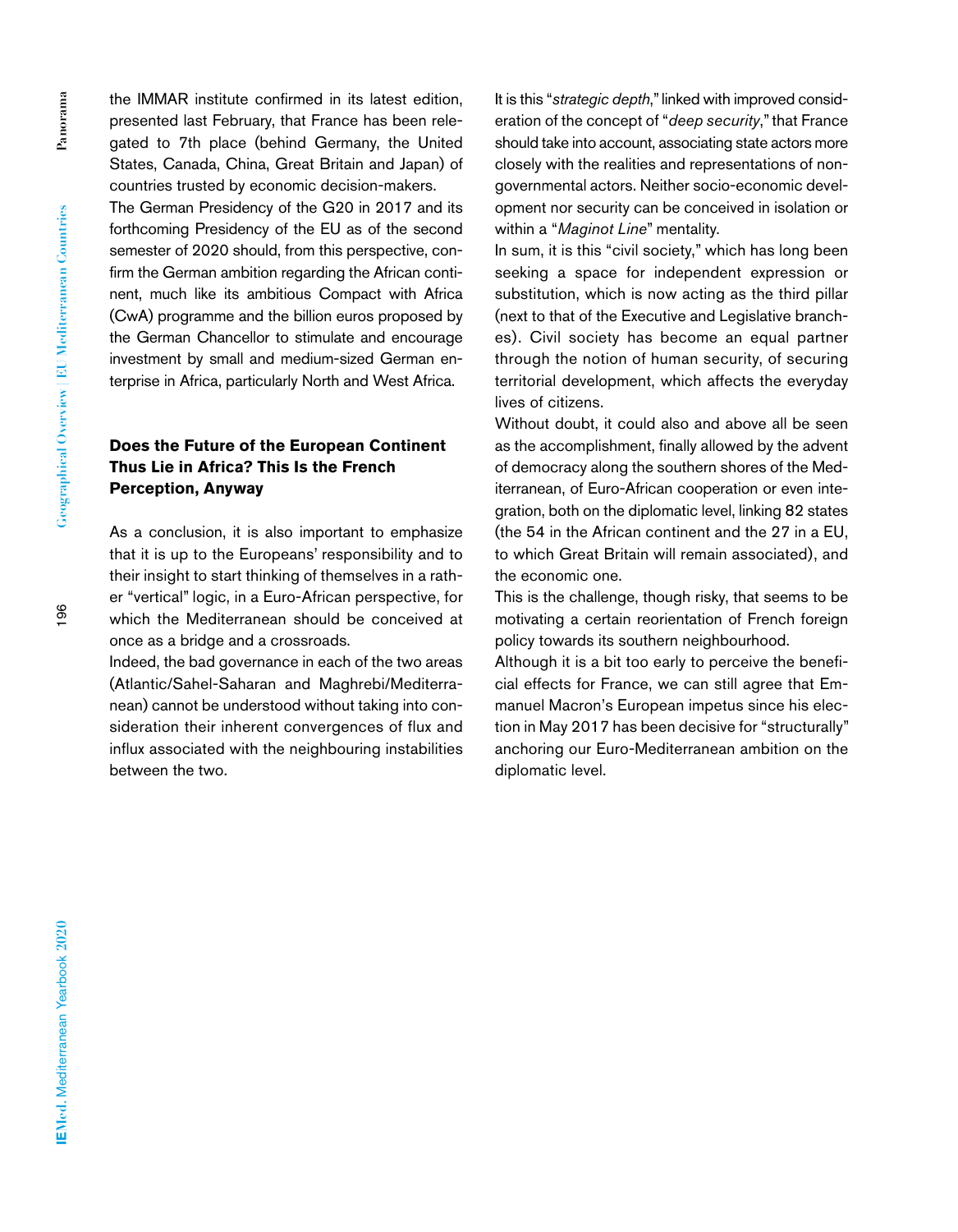the IMMAR institute confirmed in its latest edition, presented last February, that France has been relegated to 7th place (behind Germany, the United States, Canada, China, Great Britain and Japan) of countries trusted by economic decision-makers.

The German Presidency of the G20 in 2017 and its forthcoming Presidency of the EU as of the second semester of 2020 should, from this perspective, confirm the German ambition regarding the African continent, much like its ambitious Compact with Africa (CwA) programme and the billion euros proposed by the German Chancellor to stimulate and encourage investment by small and medium-sized German enterprise in Africa, particularly North and West Africa.

## Does the Future of the European Continent Thus Lie in Africa? This Is the French Perception, Anyway

As a conclusion, it is also important to emphasize that it is up to the Europeans' responsibility and to their insight to start thinking of themselves in a rather "vertical" logic, in a Euro-African perspective, for which the Mediterranean should be conceived at once as a bridge and a crossroads.

Indeed, the bad governance in each of the two areas (Atlantic/Sahel-Saharan and Maghrebi/Mediterranean) cannot be understood without taking into consideration their inherent convergences of flux and influx associated with the neighbouring instabilities between the two.

It is this "*strategic depth*," linked with improved consideration of the concept of "*deep security*," that France should take into account, associating state actors more closely with the realities and representations of non-governmental actors. Neither socio-economic development nor security can be conceived in isolation or within a "*Maginot Line*" mentality.

In sum, it is this "civil society," which has long been seeking a space for independent expression or substitution, which is now acting as the third pillar (next to that of the Executive and Legislative branches). Civil society has become an equal partner through the notion of human security, of securing territorial development, which affects the everyday lives of citizens.

Without doubt, it could also and above all be seen as the accomplishment, finally allowed by the advent of democracy along the southern shores of the Mediterranean, of Euro-African cooperation or even integration, both on the diplomatic level, linking 82 states (the 54 in the African continent and the 27 in a EU, to which Great Britain will remain associated), and the economic one.

This is the challenge, though risky, that seems to be motivating a certain reorientation of French foreign policy towards its southern neighbourhood.

Although it is a bit too early to perceive the beneficial effects for France, we can still agree that Emmanuel Macron's European impetus since his election in May 2017 has been decisive for "structurally" anchoring our Euro-Mediterranean ambition on the diplomatic level.